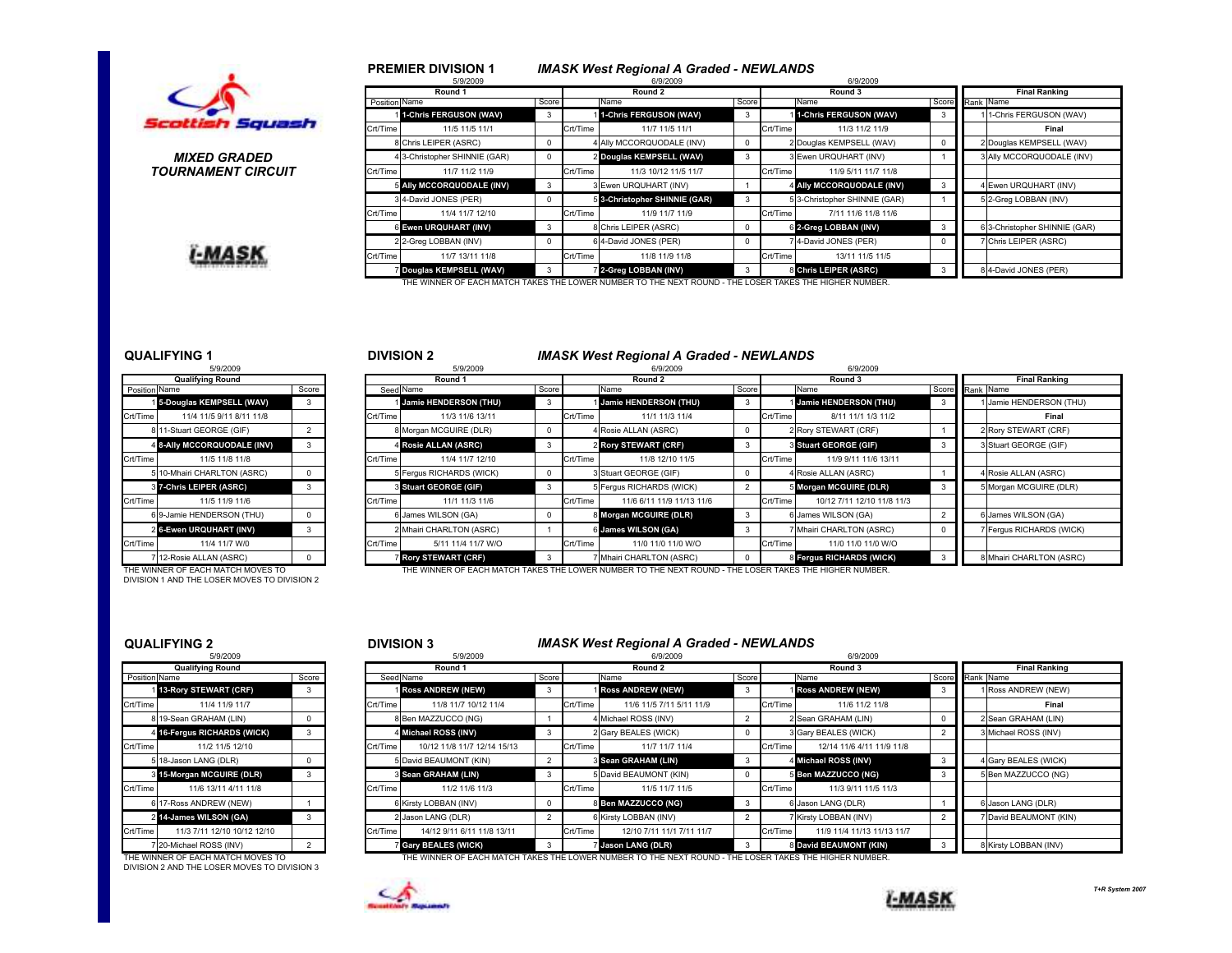MIXED GRADED TOURNAMENT CIRCUIT

## PREMIER DIVISION 1 — *IMASK West Regional A Graded - NEWLANDS*

| Round 1 (5/9/2009) | | | Round 2 (6/9/2009) | | | Round 3 (6/9/2009) | | | Final Ranking | |
|---|---|---|---|---|---|---|---|---|---|---|
| Position | Name | Score | | Name | Score | | Name | Score | Rank | Name |
| 1 | 1-Chris FERGUSON (WAV) | 3 | 1 | 1-Chris FERGUSON (WAV) | 3 | 1 | 1-Chris FERGUSON (WAV) | 3 | 1 | 1-Chris FERGUSON (WAV) |
| Crt/Time | 11/5 11/5 11/1 | | Crt/Time | 11/7 11/5 11/1 | | Crt/Time | 11/3 11/2 11/9 | | | Final |
| 8 | Chris LEIPER (ASRC) | 0 | 4 | Ally MCCORQUODALE (INV) | 0 | 2 | Douglas KEMPSELL (WAV) | 0 | 2 | Douglas KEMPSELL (WAV) |
| 4 | 3-Christopher SHINNIE (GAR) | 0 | 2 | Douglas KEMPSELL (WAV) | 3 | 3 | Ewen URQUHART (INV) | 1 | 3 | Ally MCCORQUODALE (INV) |
| Crt/Time | 11/7 11/2 11/9 | | Crt/Time | 11/3 10/12 11/5 11/7 | | Crt/Time | 11/9 5/11 11/7 11/8 | | | |
| 5 | Ally MCCORQUODALE (INV) | 3 | 3 | Ewen URQUHART (INV) | 1 | 4 | Ally MCCORQUODALE (INV) | 3 | 4 | Ewen URQUHART (INV) |
| 3 | 4-David JONES (PER) | 0 | 5 | 3-Christopher SHINNIE (GAR) | 3 | 5 | 3-Christopher SHINNIE (GAR) | 1 | 5 | 2-Greg LOBBAN (INV) |
| Crt/Time | 11/4 11/7 12/10 | | Crt/Time | 11/9 11/7 11/9 | | Crt/Time | 7/11 11/6 11/8 11/6 | | | |
| 6 | Ewen URQUHART (INV) | 3 | 8 | Chris LEIPER (ASRC) | 0 | 6 | 2-Greg LOBBAN (INV) | 3 | 6 | 3-Christopher SHINNIE (GAR) |
| 2 | 2-Greg LOBBAN (INV) | 0 | 6 | 4-David JONES (PER) | 0 | 7 | 4-David JONES (PER) | 0 | 7 | Chris LEIPER (ASRC) |
| Crt/Time | 11/7 13/11 11/8 | | Crt/Time | 11/8 11/9 11/8 | | Crt/Time | 13/11 11/5 11/5 | | | |
| 7 | Douglas KEMPSELL (WAV) | 3 | 7 | 2-Greg LOBBAN (INV) | 3 | 8 | Chris LEIPER (ASRC) | 3 | 8 | 4-David JONES (PER) |

THE WINNER OF EACH MATCH TAKES THE LOWER NUMBER TO THE NEXT ROUND - THE LOSER TAKES THE HIGHER NUMBER.

## QUALIFYING 1

| Qualifying Round (5/9/2009) | | |
|---|---|---|
| Position | Name | Score |
| 1 | 5-Douglas KEMPSELL (WAV) | 3 |
| Crt/Time | 11/4 11/5 9/11 8/11 11/8 | |
| 8 | 11-Stuart GEORGE (GIF) | 2 |
| 4 | 8-Ally MCCORQUODALE (INV) | 3 |
| Crt/Time | 11/5 11/8 11/8 | |
| 5 | 10-Mhairi CHARLTON (ASRC) | 0 |
| 3 | 7-Chris LEIPER (ASRC) | 3 |
| Crt/Time | 11/5 11/9 11/6 | |
| 6 | 9-Jamie HENDERSON (THU) | 0 |
| 2 | 6-Ewen URQUHART (INV) | 3 |
| Crt/Time | 11/4 11/7 W/0 | |
| 7 | 12-Rosie ALLAN (ASRC) | 0 |

THE WINNER OF EACH MATCH MOVES TO DIVISION 1 AND THE LOSER MOVES TO DIVISION 2

## DIVISION 2 — *IMASK West Regional A Graded - NEWLANDS*

| Round 1 (5/9/2009) | | | Round 2 (6/9/2009) | | | Round 3 (6/9/2009) | | | Final Ranking | |
|---|---|---|---|---|---|---|---|---|---|---|
| Seed | Name | Score | | Name | Score | | Name | Score | Rank | Name |
| 1 | Jamie HENDERSON (THU) | 3 | 1 | Jamie HENDERSON (THU) | 3 | 1 | Jamie HENDERSON (THU) | 3 | 1 | Jamie HENDERSON (THU) |
| Crt/Time | 11/3 11/6 13/11 | | Crt/Time | 11/1 11/3 11/4 | | Crt/Time | 8/11 11/1 1/3 11/2 | | | Final |
| 8 | Morgan MCGUIRE (DLR) | 0 | 4 | Rosie ALLAN (ASRC) | 0 | 2 | Rory STEWART (CRF) | 1 | 2 | Rory STEWART (CRF) |
| 4 | Rosie ALLAN (ASRC) | 3 | 2 | Rory STEWART (CRF) | 3 | 3 | Stuart GEORGE (GIF) | 3 | 3 | Stuart GEORGE (GIF) |
| Crt/Time | 11/4 11/7 12/10 | | Crt/Time | 11/8 12/10 11/5 | | Crt/Time | 11/9 9/11 11/6 13/11 | | | |
| 5 | Fergus RICHARDS (WICK) | 0 | 3 | Stuart GEORGE (GIF) | 0 | 4 | Rosie ALLAN (ASRC) | 1 | 4 | Rosie ALLAN (ASRC) |
| 3 | Stuart GEORGE (GIF) | 3 | 5 | Fergus RICHARDS (WICK) | 2 | 5 | Morgan MCGUIRE (DLR) | 3 | 5 | Morgan MCGUIRE (DLR) |
| Crt/Time | 11/1 11/3 11/6 | | Crt/Time | 11/6 6/11 11/9 11/13 11/6 | | Crt/Time | 10/12 7/11 12/10 11/8 11/3 | | | |
| 6 | James WILSON (GA) | 0 | 8 | Morgan MCGUIRE (DLR) | 3 | 6 | James WILSON (GA) | 2 | 6 | James WILSON (GA) |
| 2 | Mhairi CHARLTON (ASRC) | 1 | 6 | James WILSON (GA) | 3 | 7 | Mhairi CHARLTON (ASRC) | 0 | 7 | Fergus RICHARDS (WICK) |
| Crt/Time | 5/11 11/4 11/7 W/O | | Crt/Time | 11/0 11/0 11/0 W/O | | Crt/Time | 11/0 11/0 11/0 W/O | | | |
| 7 | Rory STEWART (CRF) | 3 | 7 | Mhairi CHARLTON (ASRC) | 0 | 8 | Fergus RICHARDS (WICK) | 3 | 8 | Mhairi CHARLTON (ASRC) |

THE WINNER OF EACH MATCH TAKES THE LOWER NUMBER TO THE NEXT ROUND - THE LOSER TAKES THE HIGHER NUMBER.

## QUALIFYING 2

| Qualifying Round (5/9/2009) | | |
|---|---|---|
| Position | Name | Score |
| 1 | 13-Rory STEWART (CRF) | 3 |
| Crt/Time | 11/4 11/9 11/7 | |
| 8 | 19-Sean GRAHAM (LIN) | 0 |
| 4 | 16-Fergus RICHARDS (WICK) | 3 |
| Crt/Time | 11/2 11/5 12/10 | |
| 5 | 18-Jason LANG (DLR) | 0 |
| 3 | 15-Morgan MCGUIRE (DLR) | 3 |
| Crt/Time | 11/6 13/11 4/11 11/8 | |
| 6 | 17-Ross ANDREW (NEW) | 1 |
| 2 | 14-James WILSON (GA) | 3 |
| Crt/Time | 11/3 7/11 12/10 10/12 12/10 | |
| 7 | 20-Michael ROSS (INV) | 2 |

THE WINNER OF EACH MATCH MOVES TO DIVISION 2 AND THE LOSER MOVES TO DIVISION 3

## DIVISION 3 — *IMASK West Regional A Graded - NEWLANDS*

| Round 1 (5/9/2009) | | | Round 2 (6/9/2009) | | | Round 3 (6/9/2009) | | | Final Ranking | |
|---|---|---|---|---|---|---|---|---|---|---|
| Seed | Name | Score | | Name | Score | | Name | Score | Rank | Name |
| 1 | Ross ANDREW (NEW) | 3 | 1 | Ross ANDREW (NEW) | 3 | 1 | Ross ANDREW (NEW) | 3 | 1 | Ross ANDREW (NEW) |
| Crt/Time | 11/8 11/7 10/12 11/4 | | Crt/Time | 11/6 11/5 7/11 5/11 11/9 | | Crt/Time | 11/6 11/2 11/8 | | | Final |
| 8 | Ben MAZZUCCO (NG) | 1 | 4 | Michael ROSS (INV) | 2 | 2 | Sean GRAHAM (LIN) | 0 | 2 | Sean GRAHAM (LIN) |
| 4 | Michael ROSS (INV) | 3 | 2 | Gary BEALES (WICK) | 0 | 3 | Gary BEALES (WICK) | 2 | 3 | Michael ROSS (INV) |
| Crt/Time | 10/12 11/8 11/7 12/14 15/13 | | Crt/Time | 11/7 11/7 11/4 | | Crt/Time | 12/14 11/6 4/11 11/9 11/8 | | | |
| 5 | David BEAUMONT (KIN) | 2 | 3 | Sean GRAHAM (LIN) | 3 | 4 | Michael ROSS (INV) | 3 | 4 | Gary BEALES (WICK) |
| 3 | Sean GRAHAM (LIN) | 3 | 5 | David BEAUMONT (KIN) | 0 | 5 | Ben MAZZUCCO (NG) | 3 | 5 | Ben MAZZUCCO (NG) |
| Crt/Time | 11/2 11/6 11/3 | | Crt/Time | 11/5 11/7 11/5 | | Crt/Time | 11/3 9/11 11/5 11/3 | | | |
| 6 | Kirsty LOBBAN (INV) | 0 | 8 | Ben MAZZUCCO (NG) | 3 | 6 | Jason LANG (DLR) | 1 | 6 | Jason LANG (DLR) |
| 2 | Jason LANG (DLR) | 2 | 6 | Kirsty LOBBAN (INV) | 2 | 7 | Kirsty LOBBAN (INV) | 2 | 7 | David BEAUMONT (KIN) |
| Crt/Time | 14/12 9/11 6/11 11/8 13/11 | | Crt/Time | 12/10 7/11 11/1 7/11 11/7 | | Crt/Time | 11/9 11/4 11/13 11/13 11/7 | | | |
| 7 | Gary BEALES (WICK) | 3 | 7 | Jason LANG (DLR) | 3 | 8 | David BEAUMONT (KIN) | 3 | 8 | Kirsty LOBBAN (INV) |

THE WINNER OF EACH MATCH TAKES THE LOWER NUMBER TO THE NEXT ROUND - THE LOSER TAKES THE HIGHER NUMBER.

T+R System 2007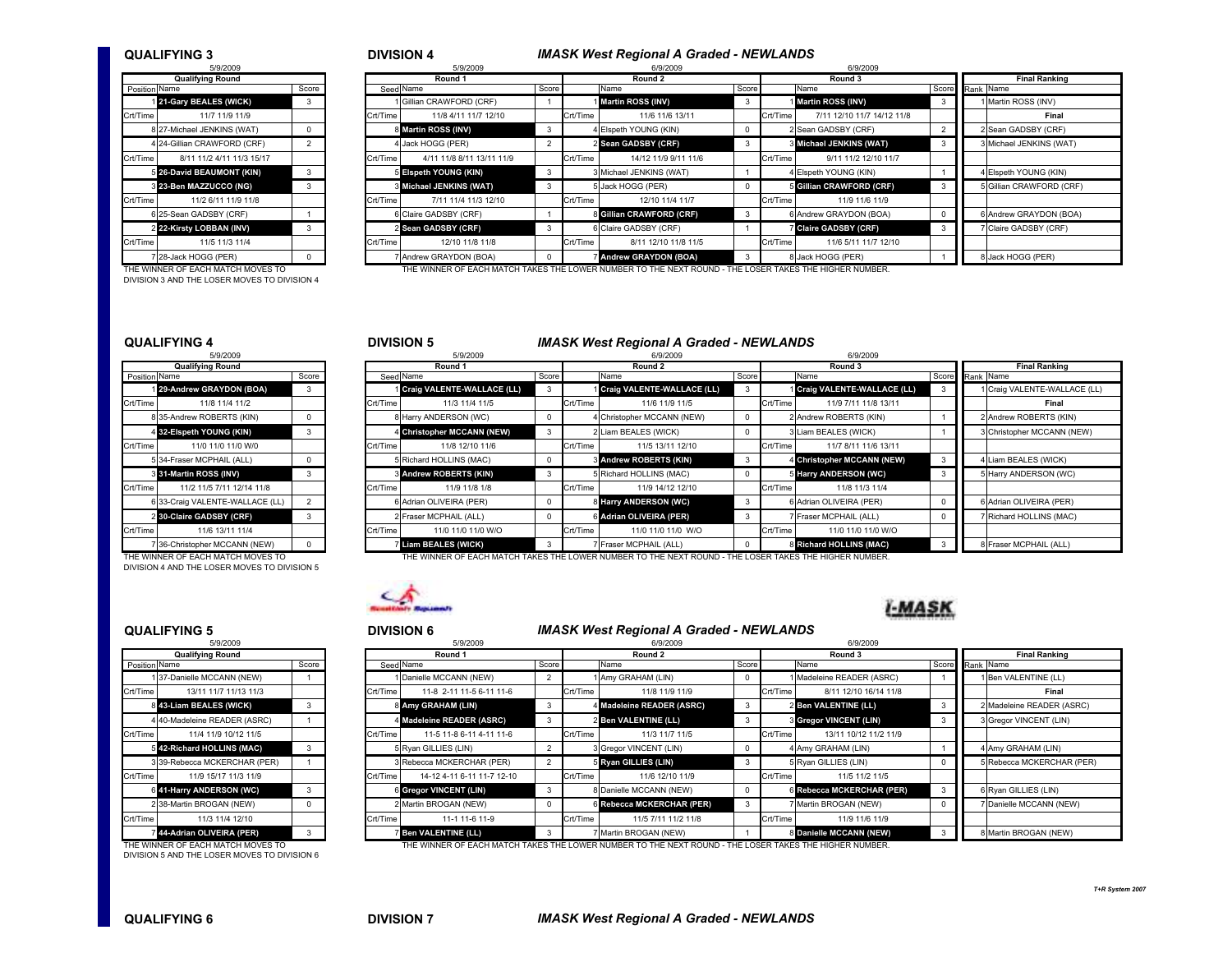## QUALIFYING 3

5/9/2009

| Position | Name | Score |
|---|---|---|
| | **Qualifying Round** | |
| 1 | **21-Gary BEALES (WICK)** | 3 |
| Crt/Time | 11/7 11/9 11/9 | |
| 8 | 27-Michael JENKINS (WAT) | 0 |
| 4 | 24-Gillian CRAWFORD (CRF) | 2 |
| Crt/Time | 8/11 11/2 4/11 11/3 15/17 | |
| 5 | **26-David BEAUMONT (KIN)** | 3 |
| 3 | **23-Ben MAZZUCCO (NG)** | 3 |
| Crt/Time | 11/2 6/11 11/9 11/8 | |
| 6 | 25-Sean GADSBY (CRF) | 1 |
| 2 | **22-Kirsty LOBBAN (INV)** | 3 |
| Crt/Time | 11/5 11/3 11/4 | |
| 7 | 28-Jack HOGG (PER) | 0 |

THE WINNER OF EACH MATCH MOVES TO DIVISION 3 AND THE LOSER MOVES TO DIVISION 4

## DIVISION 4

### *IMASK West Regional A Graded - NEWLANDS*

| Seed | Round 1 (5/9/2009) Name | Score | | Round 2 (6/9/2009) Name | Score | | Round 3 (6/9/2009) Name | Score | Rank | Final Ranking Name |
|---|---|---|---|---|---|---|---|---|---|---|
| 1 | Gillian CRAWFORD (CRF) | 1 | 1 | **Martin ROSS (INV)** | 3 | 1 | **Martin ROSS (INV)** | 3 | 1 | Martin ROSS (INV) |
| Crt/Time | 11/8 4/11 11/7 12/10 | | Crt/Time | 11/6 11/6 13/11 | | Crt/Time | 7/11 12/10 11/7 14/12 11/8 | | | Final |
| 8 | **Martin ROSS (INV)** | 3 | 4 | Elspeth YOUNG (KIN) | 0 | 2 | Sean GADSBY (CRF) | 2 | 2 | Sean GADSBY (CRF) |
| 4 | Jack HOGG (PER) | 2 | 2 | **Sean GADSBY (CRF)** | 3 | 3 | **Michael JENKINS (WAT)** | 3 | 3 | Michael JENKINS (WAT) |
| Crt/Time | 4/11 11/8 8/11 13/11 11/9 | | Crt/Time | 14/12 11/9 9/11 11/6 | | Crt/Time | 9/11 11/2 12/10 11/7 | | | |
| 5 | **Elspeth YOUNG (KIN)** | 3 | 3 | Michael JENKINS (WAT) | 1 | 4 | Elspeth YOUNG (KIN) | 1 | 4 | Elspeth YOUNG (KIN) |
| 3 | **Michael JENKINS (WAT)** | 3 | 5 | Jack HOGG (PER) | 0 | 5 | **Gillian CRAWFORD (CRF)** | 3 | 5 | Gillian CRAWFORD (CRF) |
| Crt/Time | 7/11 11/4 11/3 12/10 | | Crt/Time | 12/10 11/4 11/7 | | Crt/Time | 11/9 11/6 11/9 | | | |
| 6 | Claire GADSBY (CRF) | 1 | 8 | **Gillian CRAWFORD (CRF)** | 3 | 6 | Andrew GRAYDON (BOA) | 0 | 6 | Andrew GRAYDON (BOA) |
| 2 | **Sean GADSBY (CRF)** | 3 | 6 | Claire GADSBY (CRF) | 1 | 7 | **Claire GADSBY (CRF)** | 3 | 7 | Claire GADSBY (CRF) |
| Crt/Time | 12/10 11/8 11/8 | | Crt/Time | 8/11 12/10 11/8 11/5 | | Crt/Time | 11/6 5/11 11/7 12/10 | | | |
| 7 | Andrew GRAYDON (BOA) | 0 | 7 | **Andrew GRAYDON (BOA)** | 3 | 8 | Jack HOGG (PER) | 1 | 8 | Jack HOGG (PER) |

THE WINNER OF EACH MATCH TAKES THE LOWER NUMBER TO THE NEXT ROUND - THE LOSER TAKES THE HIGHER NUMBER.

## QUALIFYING 4

5/9/2009

| Position | Name | Score |
|---|---|---|
| | **Qualifying Round** | |
| 1 | **29-Andrew GRAYDON (BOA)** | 3 |
| Crt/Time | 11/8 11/4 11/2 | |
| 8 | 35-Andrew ROBERTS (KIN) | 0 |
| 4 | **32-Elspeth YOUNG (KIN)** | 3 |
| Crt/Time | 11/0 11/0 11/0 W/0 | |
| 5 | 34-Fraser MCPHAIL (ALL) | 0 |
| 3 | **31-Martin ROSS (INV)** | 3 |
| Crt/Time | 11/2 11/5 7/11 12/14 11/8 | |
| 6 | 33-Craig VALENTE-WALLACE (LL) | 2 |
| 2 | **30-Claire GADSBY (CRF)** | 3 |
| Crt/Time | 11/6 13/11 11/4 | |
| 7 | 36-Christopher MCCANN (NEW) | 0 |

THE WINNER OF EACH MATCH MOVES TO DIVISION 4 AND THE LOSER MOVES TO DIVISION 5

## DIVISION 5

### *IMASK West Regional A Graded - NEWLANDS*

| Seed | Round 1 (5/9/2009) Name | Score | | Round 2 (6/9/2009) Name | Score | | Round 3 (6/9/2009) Name | Score | Rank | Final Ranking Name |
|---|---|---|---|---|---|---|---|---|---|---|
| 1 | **Craig VALENTE-WALLACE (LL)** | 3 | 1 | **Craig VALENTE-WALLACE (LL)** | 3 | 1 | **Craig VALENTE-WALLACE (LL)** | 3 | 1 | Craig VALENTE-WALLACE (LL) |
| Crt/Time | 11/3 11/4 11/5 | | Crt/Time | 11/6 11/9 11/5 | | Crt/Time | 11/9 7/11 11/8 13/11 | | | Final |
| 8 | Harry ANDERSON (WC) | 0 | 4 | Christopher MCCANN (NEW) | 0 | 2 | Andrew ROBERTS (KIN) | 1 | 2 | Andrew ROBERTS (KIN) |
| 4 | **Christopher MCCANN (NEW)** | 3 | 2 | Liam BEALES (WICK) | 0 | 3 | Liam BEALES (WICK) | 1 | 3 | Christopher MCCANN (NEW) |
| Crt/Time | 11/8 12/10 11/6 | | Crt/Time | 11/5 13/11 12/10 | | Crt/Time | 11/7 8/11 11/6 13/11 | | | |
| 5 | Richard HOLLINS (MAC) | 0 | 3 | **Andrew ROBERTS (KIN)** | 3 | 4 | **Christopher MCCANN (NEW)** | 3 | 4 | Liam BEALES (WICK) |
| 3 | **Andrew ROBERTS (KIN)** | 3 | 5 | Richard HOLLINS (MAC) | 0 | 5 | **Harry ANDERSON (WC)** | 3 | 5 | Harry ANDERSON (WC) |
| Crt/Time | 11/9 11/8 1/8 | | Crt/Time | 11/9 14/12 12/10 | | Crt/Time | 11/8 11/3 11/4 | | | |
| 6 | Adrian OLIVEIRA (PER) | 0 | 8 | **Harry ANDERSON (WC)** | 3 | 6 | Adrian OLIVEIRA (PER) | 0 | 6 | Adrian OLIVEIRA (PER) |
| 2 | Fraser MCPHAIL (ALL) | 0 | 6 | **Adrian OLIVEIRA (PER)** | 3 | 7 | Fraser MCPHAIL (ALL) | 0 | 7 | Richard HOLLINS (MAC) |
| Crt/Time | 11/0 11/0 11/0 W/O | | Crt/Time | 11/0 11/0 11/0 W/O | | Crt/Time | 11/0 11/0 11/0 W/O | | | |
| 7 | **Liam BEALES (WICK)** | 3 | 7 | Fraser MCPHAIL (ALL) | 0 | 8 | **Richard HOLLINS (MAC)** | 3 | 8 | Fraser MCPHAIL (ALL) |

THE WINNER OF EACH MATCH TAKES THE LOWER NUMBER TO THE NEXT ROUND - THE LOSER TAKES THE HIGHER NUMBER.

## QUALIFYING 5

5/9/2009

| Position | Name | Score |
|---|---|---|
| | **Qualifying Round** | |
| 1 | 37-Danielle MCCANN (NEW) | 1 |
| Crt/Time | 13/11 11/7 11/13 11/3 | |
| 8 | **43-Liam BEALES (WICK)** | 3 |
| 4 | 40-Madeleine READER (ASRC) | 1 |
| Crt/Time | 11/4 11/9 10/12 11/5 | |
| 5 | **42-Richard HOLLINS (MAC)** | 3 |
| 3 | 39-Rebecca MCKERCHAR (PER) | 1 |
| Crt/Time | 11/9 15/17 11/3 11/9 | |
| 6 | **41-Harry ANDERSON (WC)** | 3 |
| 2 | 38-Martin BROGAN (NEW) | 0 |
| Crt/Time | 11/3 11/4 12/10 | |
| 7 | **44-Adrian OLIVEIRA (PER)** | 3 |

THE WINNER OF EACH MATCH MOVES TO DIVISION 5 AND THE LOSER MOVES TO DIVISION 6

## DIVISION 6

### *IMASK West Regional A Graded - NEWLANDS*

| Seed | Round 1 (5/9/2009) Name | Score | | Round 2 (6/9/2009) Name | Score | | Round 3 (6/9/2009) Name | Score | Rank | Final Ranking Name |
|---|---|---|---|---|---|---|---|---|---|---|
| 1 | Danielle MCCANN (NEW) | 2 | 1 | Amy GRAHAM (LIN) | 0 | 1 | Madeleine READER (ASRC) | 1 | 1 | Ben VALENTINE (LL) |
| Crt/Time | 11-8 2-11 11-5 6-11 11-6 | | Crt/Time | 11/8 11/9 11/9 | | Crt/Time | 8/11 12/10 16/14 11/8 | | | Final |
| 8 | **Amy GRAHAM (LIN)** | 3 | 4 | **Madeleine READER (ASRC)** | 3 | 2 | **Ben VALENTINE (LL)** | 3 | 2 | Madeleine READER (ASRC) |
| 4 | **Madeleine READER (ASRC)** | 3 | 2 | **Ben VALENTINE (LL)** | 3 | 3 | **Gregor VINCENT (LIN)** | 3 | 3 | Gregor VINCENT (LIN) |
| Crt/Time | 11-5 11-8 6-11 4-11 11-6 | | Crt/Time | 11/3 11/7 11/5 | | Crt/Time | 13/11 10/12 11/2 11/9 | | | |
| 5 | Ryan GILLIES (LIN) | 2 | 3 | Gregor VINCENT (LIN) | 0 | 4 | Amy GRAHAM (LIN) | 1 | 4 | Amy GRAHAM (LIN) |
| 3 | Rebecca MCKERCHAR (PER) | 2 | 5 | **Ryan GILLIES (LIN)** | 3 | 5 | Ryan GILLIES (LIN) | 0 | 5 | Rebecca MCKERCHAR (PER) |
| Crt/Time | 14-12 4-11 6-11 11-7 12-10 | | Crt/Time | 11/6 12/10 11/9 | | Crt/Time | 11/5 11/2 11/5 | | | |
| 6 | **Gregor VINCENT (LIN)** | 3 | 8 | Danielle MCCANN (NEW) | 0 | 6 | **Rebecca MCKERCHAR (PER)** | 3 | 6 | Ryan GILLIES (LIN) |
| 2 | Martin BROGAN (NEW) | 0 | 6 | **Rebecca MCKERCHAR (PER)** | 3 | 7 | Martin BROGAN (NEW) | 0 | 7 | Danielle MCCANN (NEW) |
| Crt/Time | 11-1 11-6 11-9 | | Crt/Time | 11/5 7/11 11/2 11/8 | | Crt/Time | 11/9 11/6 11/9 | | | |
| 7 | **Ben VALENTINE (LL)** | 3 | 7 | Martin BROGAN (NEW) | 1 | 8 | **Danielle MCCANN (NEW)** | 3 | 8 | Martin BROGAN (NEW) |

THE WINNER OF EACH MATCH TAKES THE LOWER NUMBER TO THE NEXT ROUND - THE LOSER TAKES THE HIGHER NUMBER.

*T+R System 2007*

## QUALIFYING 6

## DIVISION 7

### *IMASK West Regional A Graded - NEWLANDS*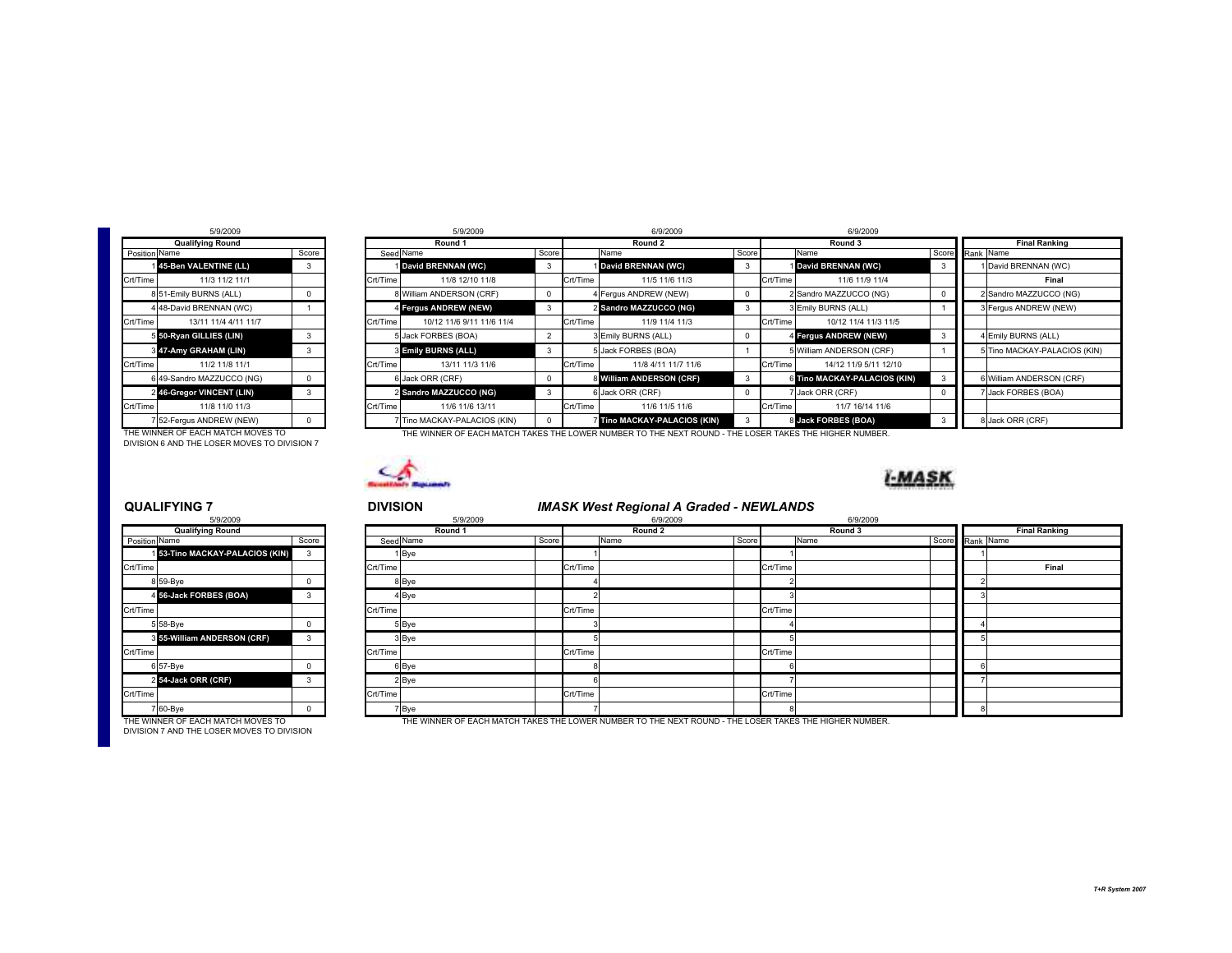| 5/9/2009 | | |
|---|---|---|
| **Qualifying Round** | | |
| Position | Name | Score |
| 1 | **45-Ben VALENTINE (LL)** | 3 |
| Crt/Time | 11/3 11/2 11/1 | |
| 8 | 51-Emily BURNS (ALL) | 0 |
| 4 | 48-David BRENNAN (WC) | 1 |
| Crt/Time | 13/11 11/4 4/11 11/7 | |
| 5 | **50-Ryan GILLIES (LIN)** | 3 |
| 3 | **47-Amy GRAHAM (LIN)** | 3 |
| Crt/Time | 11/2 11/8 11/1 | |
| 6 | 49-Sandro MAZZUCCO (NG) | 0 |
| 2 | **46-Gregor VINCENT (LIN)** | 3 |
| Crt/Time | 11/8 11/0 11/3 | |
| 7 | 52-Fergus ANDREW (NEW) | 0 |

THE WINNER OF EACH MATCH MOVES TO DIVISION 6 AND THE LOSER MOVES TO DIVISION 7

| 5/9/2009 | | | 6/9/2009 | | | 6/9/2009 | | | | |
|---|---|---|---|---|---|---|---|---|---|---|
| **Round 1** | | | **Round 2** | | | **Round 3** | | | **Final Ranking** | |
| Seed | Name | Score | | Name | Score | | Name | Score | Rank | Name |
| 1 | **David BRENNAN (WC)** | 3 | 1 | **David BRENNAN (WC)** | 3 | 1 | **David BRENNAN (WC)** | 3 | 1 | David BRENNAN (WC) |
| Crt/Time | 11/8 12/10 11/8 | | Crt/Time | 11/5 11/6 11/3 | | Crt/Time | 11/6 11/9 11/4 | | | **Final** |
| 8 | William ANDERSON (CRF) | 0 | 4 | Fergus ANDREW (NEW) | 0 | 2 | Sandro MAZZUCCO (NG) | 0 | 2 | Sandro MAZZUCCO (NG) |
| 4 | **Fergus ANDREW (NEW)** | 3 | 2 | **Sandro MAZZUCCO (NG)** | 3 | 3 | Emily BURNS (ALL) | 1 | 3 | Fergus ANDREW (NEW) |
| Crt/Time | 10/12 11/6 9/11 11/6 11/4 | | Crt/Time | 11/9 11/4 11/3 | | Crt/Time | 10/12 11/4 11/3 11/5 | | | |
| 5 | Jack FORBES (BOA) | 2 | 3 | Emily BURNS (ALL) | 0 | 4 | **Fergus ANDREW (NEW)** | 3 | 4 | Emily BURNS (ALL) |
| 3 | **Emily BURNS (ALL)** | 3 | 5 | Jack FORBES (BOA) | 1 | 5 | William ANDERSON (CRF) | 1 | 5 | Tino MACKAY-PALACIOS (KIN) |
| Crt/Time | 13/11 11/3 11/6 | | Crt/Time | 11/8 4/11 11/7 11/6 | | Crt/Time | 14/12 11/9 5/11 12/10 | | | |
| 6 | Jack ORR (CRF) | 0 | 8 | **William ANDERSON (CRF)** | 3 | 6 | **Tino MACKAY-PALACIOS (KIN)** | 3 | 6 | William ANDERSON (CRF) |
| 2 | **Sandro MAZZUCCO (NG)** | 3 | 6 | Jack ORR (CRF) | 0 | 7 | Jack ORR (CRF) | 0 | 7 | Jack FORBES (BOA) |
| Crt/Time | 11/6 11/6 13/11 | | Crt/Time | 11/6 11/5 11/6 | | Crt/Time | 11/7 16/14 11/6 | | | |
| 7 | Tino MACKAY-PALACIOS (KIN) | 0 | 7 | **Tino MACKAY-PALACIOS (KIN)** | 3 | 8 | **Jack FORBES (BOA)** | 3 | 8 | Jack ORR (CRF) |

THE WINNER OF EACH MATCH TAKES THE LOWER NUMBER TO THE NEXT ROUND - THE LOSER TAKES THE HIGHER NUMBER.

## QUALIFYING 7

## DIVISION

## *IMASK West Regional A Graded - NEWLANDS*

| 5/9/2009 | | |
|---|---|---|
| **Qualifying Round** | | |
| Position | Name | Score |
| 1 | **53-Tino MACKAY-PALACIOS (KIN)** | 3 |
| Crt/Time | | |
| 8 | 59-Bye | 0 |
| 4 | **56-Jack FORBES (BOA)** | 3 |
| Crt/Time | | |
| 5 | 58-Bye | 0 |
| 3 | **55-William ANDERSON (CRF)** | 3 |
| Crt/Time | | |
| 6 | 57-Bye | 0 |
| 2 | **54-Jack ORR (CRF)** | 3 |
| Crt/Time | | |
| 7 | 60-Bye | 0 |

THE WINNER OF EACH MATCH MOVES TO DIVISION 7 AND THE LOSER MOVES TO DIVISION

| 5/9/2009 | | | 6/9/2009 | | | 6/9/2009 | | | | |
|---|---|---|---|---|---|---|---|---|---|---|
| **Round 1** | | | **Round 2** | | | **Round 3** | | | **Final Ranking** | |
| Seed | Name | Score | | Name | Score | | Name | Score | Rank | Name |
| 1 | Bye | | 1 | | | 1 | | | 1 | |
| Crt/Time | | | Crt/Time | | | Crt/Time | | | | **Final** |
| 8 | Bye | | 4 | | | 2 | | | 2 | |
| 4 | Bye | | 2 | | | 3 | | | 3 | |
| Crt/Time | | | Crt/Time | | | Crt/Time | | | | |
| 5 | Bye | | 3 | | | 4 | | | 4 | |
| 3 | Bye | | 5 | | | 5 | | | 5 | |
| Crt/Time | | | Crt/Time | | | Crt/Time | | | | |
| 6 | Bye | | 8 | | | 6 | | | 6 | |
| 2 | Bye | | 6 | | | 7 | | | 7 | |
| Crt/Time | | | Crt/Time | | | Crt/Time | | | | |
| 7 | Bye | | 7 | | | 8 | | | 8 | |

THE WINNER OF EACH MATCH TAKES THE LOWER NUMBER TO THE NEXT ROUND - THE LOSER TAKES THE HIGHER NUMBER.